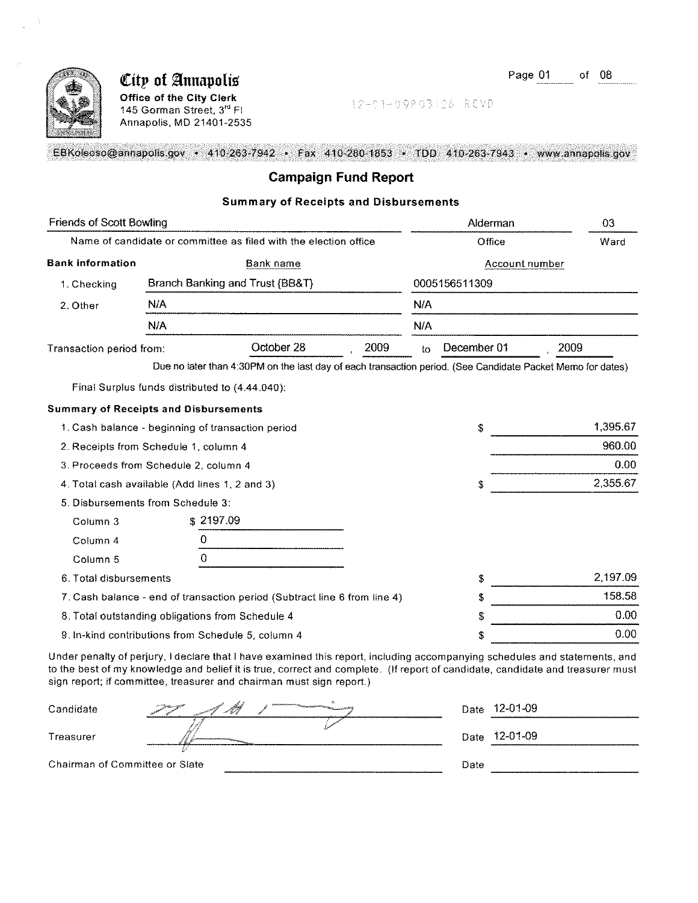# City of Annapolis

**Office of the City Clerk**
145 Gorman Street, 3rd Fl
Annapolis, MD 21401-2535

12-01-09P03:26 RCVD

EBKoleoso@annapolis.gov • 410-263-7942 • Fax 410-280-1853 • TDD 410-263-7943 • www.annapolis.gov

## Campaign Fund Report

### Summary of Receipts and Disbursements

| Name of candidate or committee as filed with the election office | Office | Ward |
|---|---|---|
| Friends of Scott Bowling | Alderman | 03 |

**Bank information**

| | Bank name | Account number |
|---|---|---|
| 1. Checking | Branch Banking and Trust (BB&T) | 0005156511309 |
| 2. Other | N/A | N/A |
| | N/A | N/A |

Transaction period from: October 28, 2009 to December 01, 2009

Due no later than 4:30PM on the last day of each transaction period. (See Candidate Packet Memo for dates)

Final Surplus funds distributed to (4.44.040):

**Summary of Receipts and Disbursements**

| | | Amount |
|---|---|---|
| 1. Cash balance - beginning of transaction period | | $ 1,395.67 |
| 2. Receipts from Schedule 1, column 4 | | 960.00 |
| 3. Proceeds from Schedule 2, column 4 | | 0.00 |
| 4. Total cash available (Add lines 1, 2 and 3) | | $ 2,355.67 |
| 5. Disbursements from Schedule 3: | | |
| Column 3 | $ 2197.09 | |
| Column 4 | 0 | |
| Column 5 | 0 | |
| 6. Total disbursements | | $ 2,197.09 |
| 7. Cash balance - end of transaction period (Subtract line 6 from line 4) | | $ 158.58 |
| 8. Total outstanding obligations from Schedule 4 | | $ 0.00 |
| 9. In-kind contributions from Schedule 5, column 4 | | $ 0.00 |

Under penalty of perjury, I declare that I have examined this report, including accompanying schedules and statements, and to the best of my knowledge and belief it is true, correct and complete. (If report of candidate, candidate and treasurer must sign report; if committee, treasurer and chairman must sign report.)

Candidate: [signature] Date 12-01-09

Treasurer: [signature] Date 12-01-09

Chairman of Committee or Slate: ______ Date ______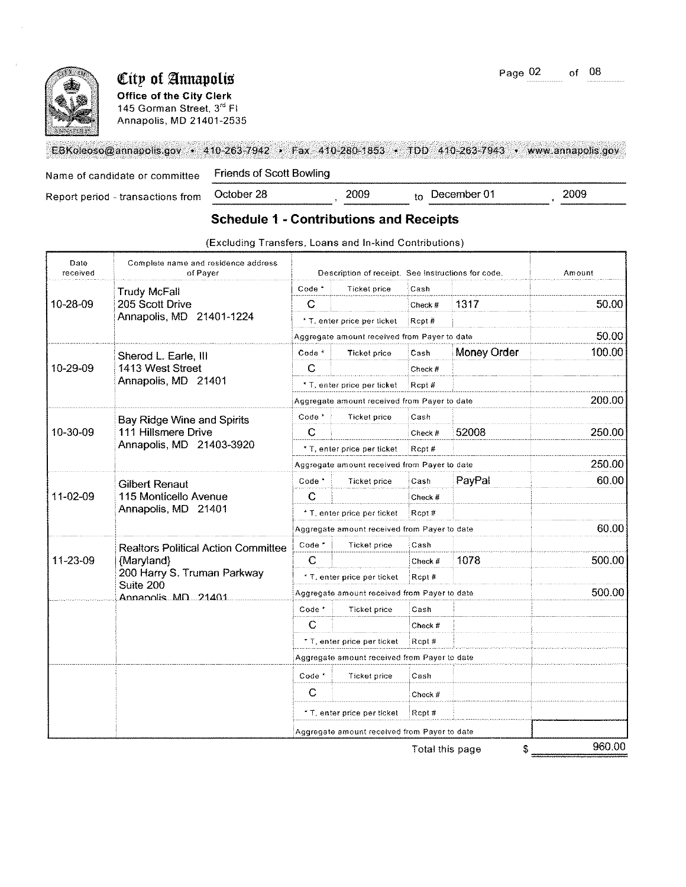# City of Annapolis

**Office of the City Clerk**
145 Gorman Street, 3rd Fl
Annapolis, MD 21401-2535

EBKoleoso@annapolis.gov • 410-263-7942 • Fax 410-280-1853 • TDD 410-263-7943 • www.annapolis.gov

Name of candidate or committee: Friends of Scott Bowling

Report period - transactions from: October 28, 2009 to December 01, 2009

## Schedule 1 - Contributions and Receipts

(Excluding Transfers, Loans and In-kind Contributions)

| Date received | Complete name and residence address of Payer | Code * | Ticket price | Cash / Check # / Rcpt # | | Amount |
|---|---|---|---|---|---|---|
| 10-28-09 | Trudy McFall<br>205 Scott Drive<br>Annapolis, MD 21401-1224 | C | | Check # | 1317 | 50.00 |
| | | | | Aggregate amount received from Payer to date | | 50.00 |
| 10-29-09 | Sherod L. Earle, III<br>1413 West Street<br>Annapolis, MD 21401 | C | | Cash | Money Order | 100.00 |
| | | | | Aggregate amount received from Payer to date | | 200.00 |
| 10-30-09 | Bay Ridge Wine and Spirits<br>111 Hillsmere Drive<br>Annapolis, MD 21403-3920 | C | | Check # | 52008 | 250.00 |
| | | | | Aggregate amount received from Payer to date | | 250.00 |
| 11-02-09 | Gilbert Renaut<br>115 Monticello Avenue<br>Annapolis, MD 21401 | C | | Cash | PayPal | 60.00 |
| | | | | Aggregate amount received from Payer to date | | 60.00 |
| 11-23-09 | Realtors Political Action Committee {Maryland}<br>200 Harry S. Truman Parkway<br>Suite 200<br>Annapolis, MD 21401 | C | | Check # | 1078 | 500.00 |
| | | | | Aggregate amount received from Payer to date | | 500.00 |
| | | C | | | | |
| | | | | Aggregate amount received from Payer to date | | |
| | | C | | | | |
| | | | | Aggregate amount received from Payer to date | | |

\* T, enter price per ticket

Total this page $ 960.00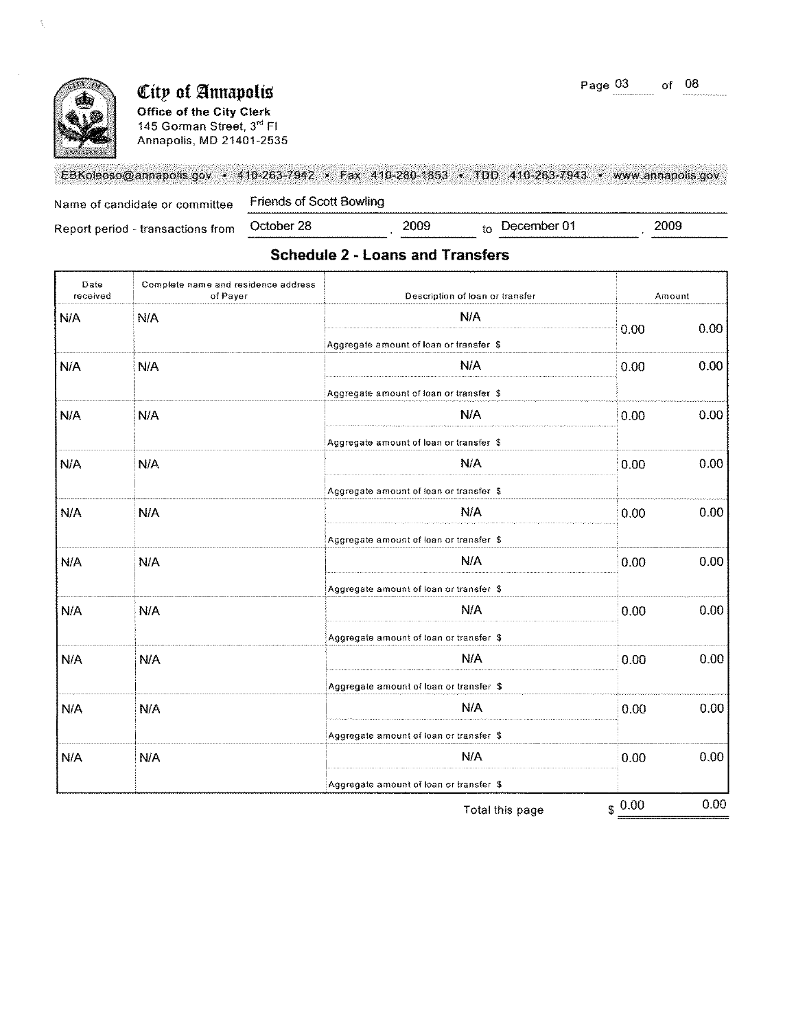# City of Annapolis

**Office of the City Clerk**
145 Gorman Street, 3rd Fl
Annapolis, MD 21401-2535

EBKoleoso@annapolis.gov • 410-263-7942 • Fax 410-280-1853 • TDD 410-263-7943 • www.annapolis.gov

Name of candidate or committee: Friends of Scott Bowling

Report period - transactions from: October 28, 2009 to December 01, 2009

## Schedule 2 - Loans and Transfers

| Date received | Complete name and residence address of Payer | Description of loan or transfer | Amount | |
|---|---|---|---|---|
| N/A | N/A | N/A | 0.00 | 0.00 |
| | | Aggregate amount of loan or transfer $ | | |
| N/A | N/A | N/A | 0.00 | 0.00 |
| | | Aggregate amount of loan or transfer $ | | |
| N/A | N/A | N/A | 0.00 | 0.00 |
| | | Aggregate amount of loan or transfer $ | | |
| N/A | N/A | N/A | 0.00 | 0.00 |
| | | Aggregate amount of loan or transfer $ | | |
| N/A | N/A | N/A | 0.00 | 0.00 |
| | | Aggregate amount of loan or transfer $ | | |
| N/A | N/A | N/A | 0.00 | 0.00 |
| | | Aggregate amount of loan or transfer $ | | |
| N/A | N/A | N/A | 0.00 | 0.00 |
| | | Aggregate amount of loan or transfer $ | | |
| N/A | N/A | N/A | 0.00 | 0.00 |
| | | Aggregate amount of loan or transfer $ | | |
| N/A | N/A | N/A | 0.00 | 0.00 |
| | | Aggregate amount of loan or transfer $ | | |
| N/A | N/A | N/A | 0.00 | 0.00 |
| | | Aggregate amount of loan or transfer $ | | |

Total this page $ 0.00 0.00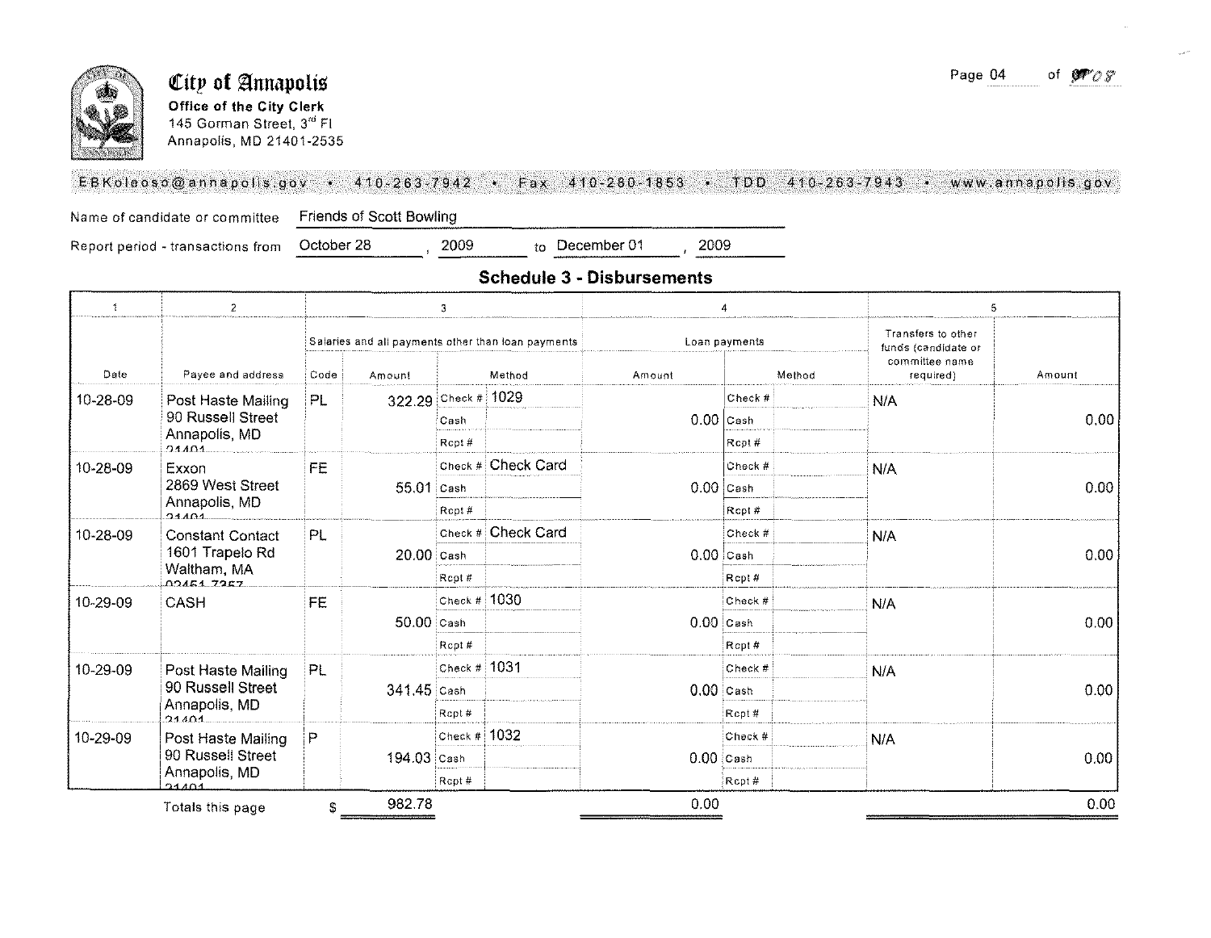**City of Annapolis**

**Office of the City Clerk**
145 Gorman Street, 3rd Fl
Annapolis, MD 21401-2535

EBKoleoso@annapolis.gov • 410-263-7942 • Fax 410-280-1853 • TDD 410-263-7943 • www.annapolis.gov

Name of candidate or committee: Friends of Scott Bowling

Report period - transactions from: October 28, 2009 to December 01, 2009

## Schedule 3 - Disbursements

| 1 | 2 | 3 | | | 4 | | 5 | |
|---|---|---|---|---|---|---|---|---|
| | | Salaries and all payments other than loan payments | | | Loan payments | | Transfers to other funds (candidate or committee name required) | |
| Date | Payee and address | Code | Amount | Method | Amount | Method | | Amount |
| 10-28-09 | Post Haste Mailing 90 Russell Street Annapolis, MD 21401 | PL | 322.29 | Check # 1029 | 0.00 | | N/A | 0.00 |
| 10-28-09 | Exxon 2869 West Street Annapolis, MD 21401 | FE | 55.01 | Check # Check Card | 0.00 | | N/A | 0.00 |
| 10-28-09 | Constant Contact 1601 Trapelo Rd Waltham, MA 02451-7357 | PL | 20.00 | Check # Check Card | 0.00 | | N/A | 0.00 |
| 10-29-09 | CASH | FE | 50.00 | Check # 1030 | 0.00 | | N/A | 0.00 |
| 10-29-09 | Post Haste Mailing 90 Russell Street Annapolis, MD 21401 | PL | 341.45 | Check # 1031 | 0.00 | | N/A | 0.00 |
| 10-29-09 | Post Haste Mailing 90 Russell Street Annapolis, MD 21401 | P | 194.03 | Check # 1032 | 0.00 | | N/A | 0.00 |
| | Totals this page | $ | 982.78 | | 0.00 | | | 0.00 |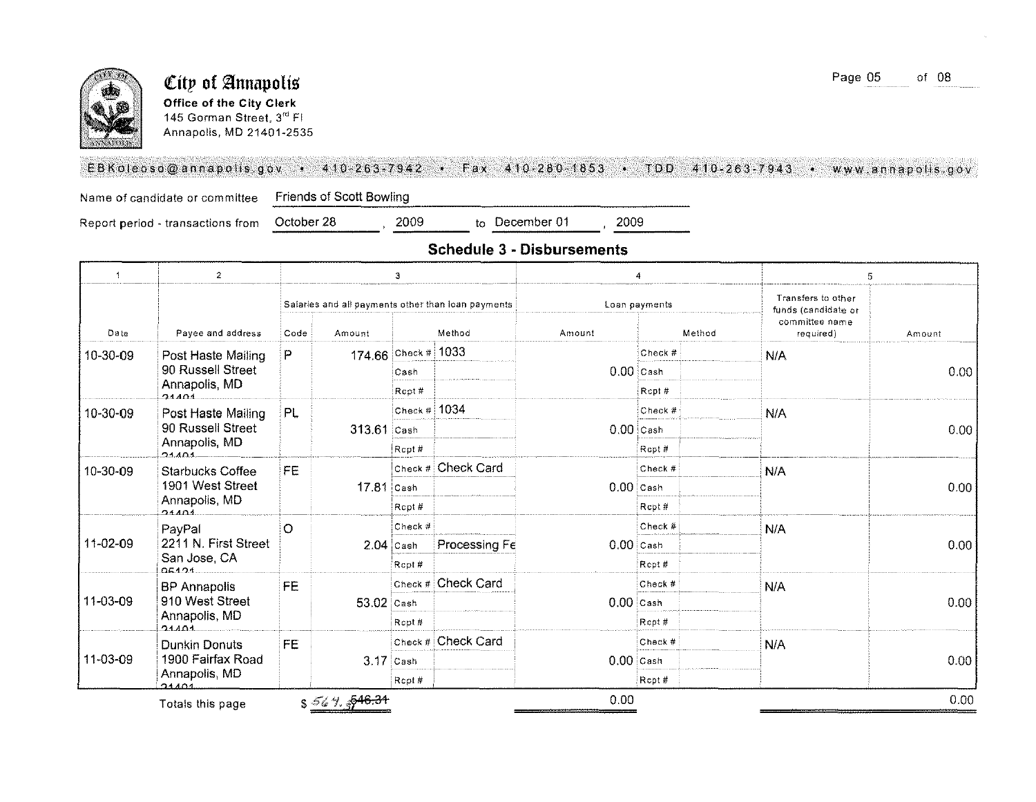# City of Annapolis

**Office of the City Clerk**
145 Gorman Street, 3rd Fl
Annapolis, MD 21401-2535

EBKoleoso@annapolis.gov • 410-263-7942 • Fax 410-280-1853 • TDD 410-263-7943 • www.annapolis.gov

Name of candidate or committee: Friends of Scott Bowling

Report period - transactions from: October 28, 2009 to December 01, 2009

## Schedule 3 - Disbursements

| 1 | 2 | 3 | | | | 4 | | 5 | |
|---|---|---|---|---|---|---|---|---|---|
| | | Salaries and all payments other than loan payments | | | | Loan payments | | Transfers to other funds (candidate or committee name required) | |
| Date | Payee and address | Code | Amount | Method | | Amount | Method | | Amount |
| 10-30-09 | Post Haste Mailing 90 Russell Street Annapolis, MD 21401 | P | 174.66 | Check # | 1033 | 0.00 | | N/A | 0.00 |
| 10-30-09 | Post Haste Mailing 90 Russell Street Annapolis, MD 21401 | PL | 313.61 | Check # | 1034 | 0.00 | | N/A | 0.00 |
| 10-30-09 | Starbucks Coffee 1901 West Street Annapolis, MD 21401 | FE | 17.81 | Check # | Check Card | 0.00 | | N/A | 0.00 |
| 11-02-09 | PayPal 2211 N. First Street San Jose, CA 95131 | O | 2.04 | Cash | Processing Fe | 0.00 | | N/A | 0.00 |
| 11-03-09 | BP Annapolis 910 West Street Annapolis, MD 21401 | FE | 53.02 | Check # | Check Card | 0.00 | | N/A | 0.00 |
| 11-03-09 | Dunkin Donuts 1900 Fairfax Road Annapolis, MD 21401 | FE | 3.17 | Check # | Check Card | 0.00 | | N/A | 0.00 |
| | Totals this page | | $ ~~546.31~~ 564.31 | | | 0.00 | | | 0.00 |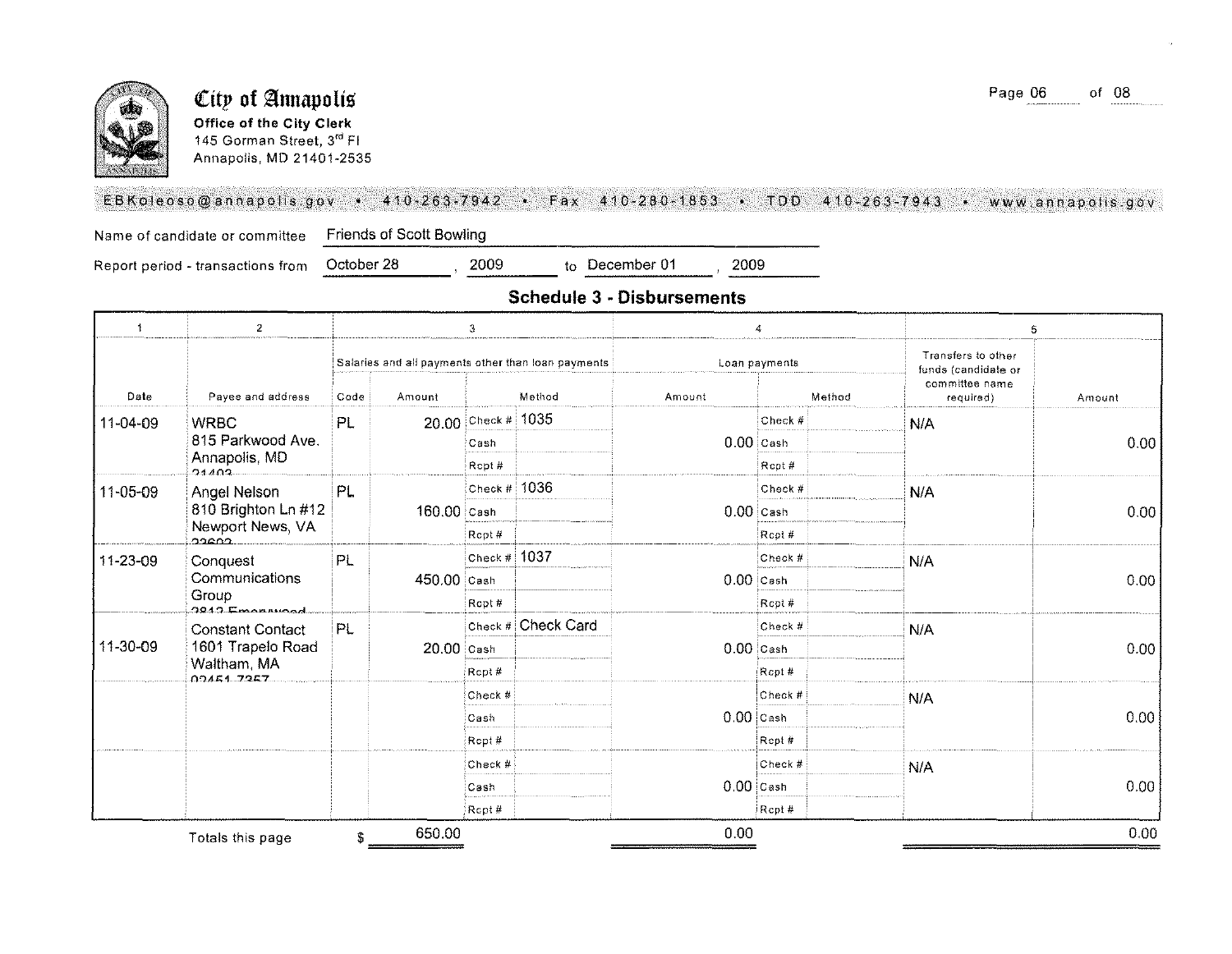# City of Annapolis

**Office of the City Clerk**
145 Gorman Street, 3rd Fl
Annapolis, MD 21401-2535

EBKoleoso@annapolis.gov • 410-263-7942 • Fax 410-280-1853 • TDD 410-263-7943 • www.annapolis.gov

Name of candidate or committee: Friends of Scott Bowling

Report period - transactions from: October 28, 2009 to December 01, 2009

## Schedule 3 - Disbursements

| 1 | 2 | 3 | | | | 4 | | | 5 | |
|---|---|---|---|---|---|---|---|---|---|---|
| | | Salaries and all payments other than loan payments | | | | Loan payments | | | Transfers to other funds (candidate or committee name required) | |
| Date | Payee and address | Code | Amount | Method | | Amount | Method | | | Amount |
| 11-04-09 | WRBC 815 Parkwood Ave. Annapolis, MD 21403 | PL | 20.00 | Check # | 1035 | 0.00 | Check # / Cash / Rcpt # | | N/A | 0.00 |
| 11-05-09 | Angel Nelson 810 Brighton Ln #12 Newport News, VA 23602 | PL | 160.00 | Check # | 1036 | 0.00 | Check # / Cash / Rcpt # | | N/A | 0.00 |
| 11-23-09 | Conquest Communications Group 2812 Emerywood | PL | 450.00 | Check # | 1037 | 0.00 | Check # / Cash / Rcpt # | | N/A | 0.00 |
| 11-30-09 | Constant Contact 1601 Trapelo Road Waltham, MA 02451-7357 | PL | 20.00 | Check # | Check Card | 0.00 | Check # / Cash / Rcpt # | | N/A | 0.00 |
| | | | | Check # / Cash / Rcpt # | | 0.00 | Check # / Cash / Rcpt # | | N/A | 0.00 |
| | | | | Check # / Cash / Rcpt # | | 0.00 | Check # / Cash / Rcpt # | | N/A | 0.00 |
| | Totals this page | $ | 650.00 | | | 0.00 | | | | 0.00 |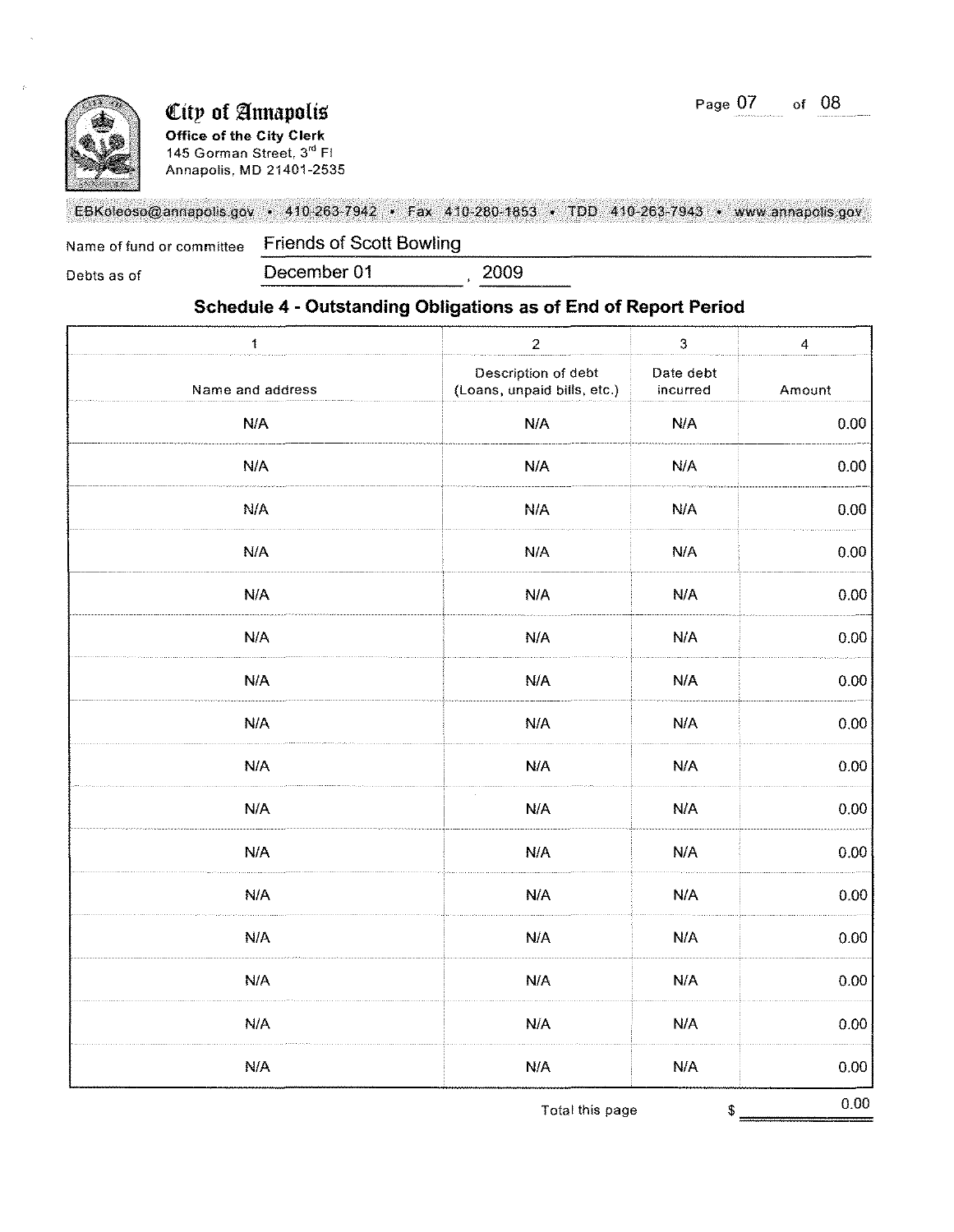**City of Annapolis**
**Office of the City Clerk**
145 Gorman Street, 3rd Fl
Annapolis, MD 21401-2535

EBKoleoso@annapolis.gov • 410-263-7942 • Fax 410-280-1853 • TDD 410-263-7943 • www.annapolis.gov

Name of fund or committee: Friends of Scott Bowling

Debts as of: December 01, 2009

## Schedule 4 - Outstanding Obligations as of End of Report Period

| 1<br>Name and address | 2<br>Description of debt (Loans, unpaid bills, etc.) | 3<br>Date debt incurred | 4<br>Amount |
|---|---|---|---|
| N/A | N/A | N/A | 0.00 |
| N/A | N/A | N/A | 0.00 |
| N/A | N/A | N/A | 0.00 |
| N/A | N/A | N/A | 0.00 |
| N/A | N/A | N/A | 0.00 |
| N/A | N/A | N/A | 0.00 |
| N/A | N/A | N/A | 0.00 |
| N/A | N/A | N/A | 0.00 |
| N/A | N/A | N/A | 0.00 |
| N/A | N/A | N/A | 0.00 |
| N/A | N/A | N/A | 0.00 |
| N/A | N/A | N/A | 0.00 |
| N/A | N/A | N/A | 0.00 |
| N/A | N/A | N/A | 0.00 |
| N/A | N/A | N/A | 0.00 |
| N/A | N/A | N/A | 0.00 |

Total this page $ 0.00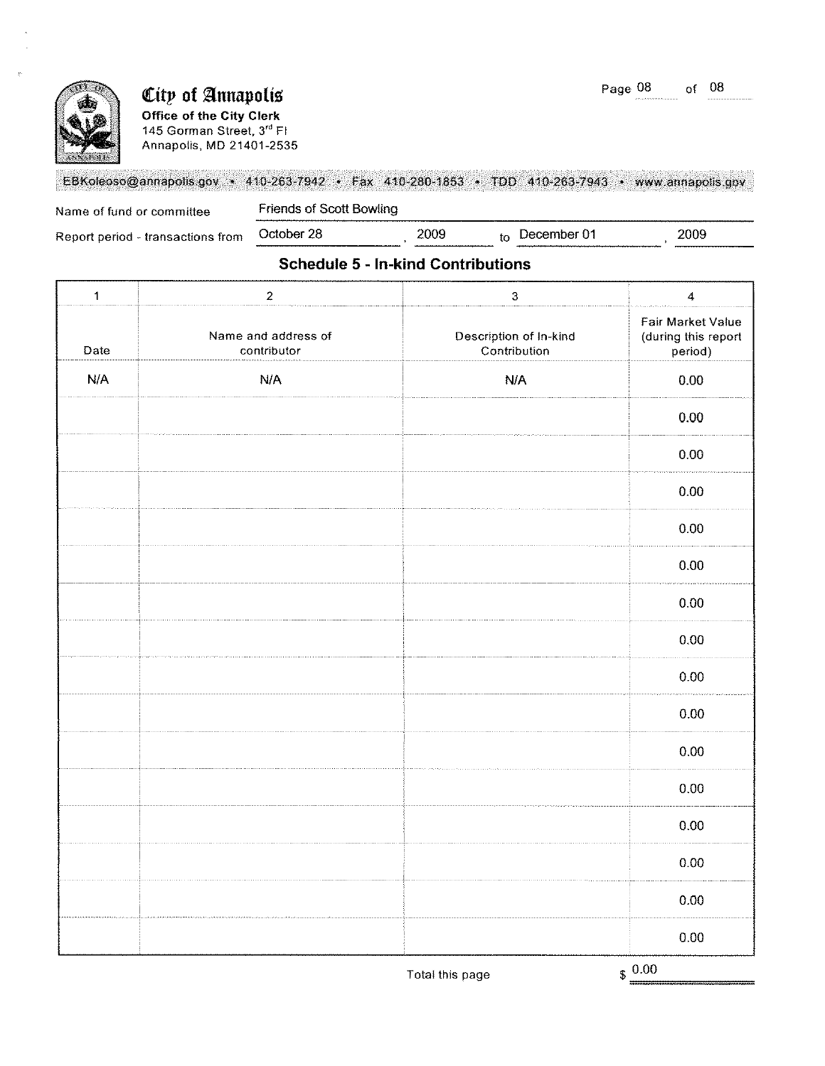**City of Annapolis**
**Office of the City Clerk**
145 Gorman Street, 3rd Fl
Annapolis, MD 21401-2535

EBKoleoso@annapolis.gov • 410-263-7942 • Fax 410-280-1853 • TDD 410-263-7943 • www.annapolis.gov

Name of fund or committee: Friends of Scott Bowling

Report period - transactions from October 28, 2009 to December 01, 2009

## Schedule 5 - In-kind Contributions

| 1<br>Date | 2<br>Name and address of contributor | 3<br>Description of In-kind Contribution | 4<br>Fair Market Value (during this report period) |
|---|---|---|---|
| N/A | N/A | N/A | 0.00 |
| | | | 0.00 |
| | | | 0.00 |
| | | | 0.00 |
| | | | 0.00 |
| | | | 0.00 |
| | | | 0.00 |
| | | | 0.00 |
| | | | 0.00 |
| | | | 0.00 |
| | | | 0.00 |
| | | | 0.00 |
| | | | 0.00 |
| | | | 0.00 |
| | | | 0.00 |
| | | | 0.00 |

Total this page $ 0.00